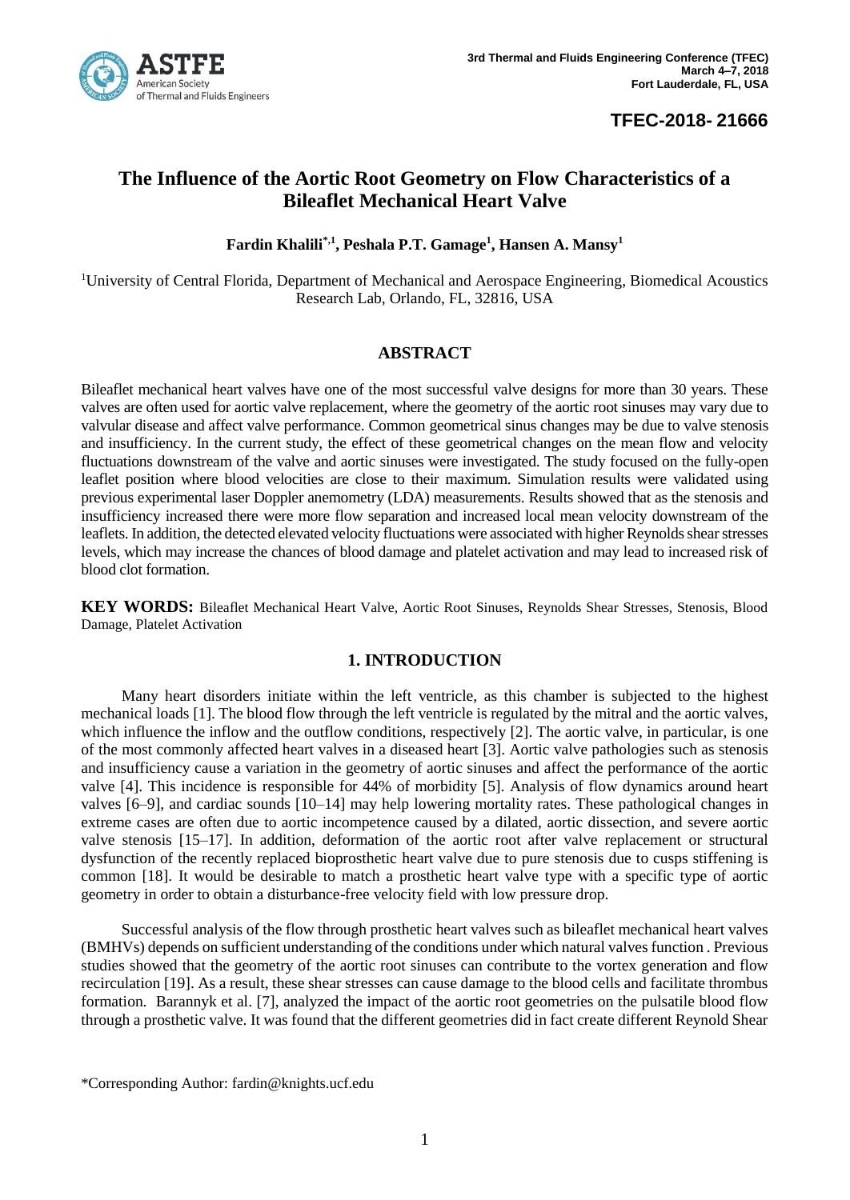**3rd Thermal and Fluids Engineering Conference (TFEC)**
**March 4–7, 2018**
**Fort Lauderdale, FL, USA**

**TFEC-2018- 21666**

# The Influence of the Aortic Root Geometry on Flow Characteristics of a Bileaflet Mechanical Heart Valve

**Fardin Khalili[*,1], Peshala P.T. Gamage[1], Hansen A. Mansy[1]**

[1]University of Central Florida, Department of Mechanical and Aerospace Engineering, Biomedical Acoustics Research Lab, Orlando, FL, 32816, USA

## ABSTRACT

Bileaflet mechanical heart valves have one of the most successful valve designs for more than 30 years. These valves are often used for aortic valve replacement, where the geometry of the aortic root sinuses may vary due to valvular disease and affect valve performance. Common geometrical sinus changes may be due to valve stenosis and insufficiency. In the current study, the effect of these geometrical changes on the mean flow and velocity fluctuations downstream of the valve and aortic sinuses were investigated. The study focused on the fully-open leaflet position where blood velocities are close to their maximum. Simulation results were validated using previous experimental laser Doppler anemometry (LDA) measurements. Results showed that as the stenosis and insufficiency increased there were more flow separation and increased local mean velocity downstream of the leaflets. In addition, the detected elevated velocity fluctuations were associated with higher Reynolds shear stresses levels, which may increase the chances of blood damage and platelet activation and may lead to increased risk of blood clot formation.

**KEY WORDS:** Bileaflet Mechanical Heart Valve, Aortic Root Sinuses, Reynolds Shear Stresses, Stenosis, Blood Damage, Platelet Activation

## 1. INTRODUCTION

Many heart disorders initiate within the left ventricle, as this chamber is subjected to the highest mechanical loads [1]. The blood flow through the left ventricle is regulated by the mitral and the aortic valves, which influence the inflow and the outflow conditions, respectively [2]. The aortic valve, in particular, is one of the most commonly affected heart valves in a diseased heart [3]. Aortic valve pathologies such as stenosis and insufficiency cause a variation in the geometry of aortic sinuses and affect the performance of the aortic valve [4]. This incidence is responsible for 44% of morbidity [5]. Analysis of flow dynamics around heart valves [6–9], and cardiac sounds [10–14] may help lowering mortality rates. These pathological changes in extreme cases are often due to aortic incompetence caused by a dilated, aortic dissection, and severe aortic valve stenosis [15–17]. In addition, deformation of the aortic root after valve replacement or structural dysfunction of the recently replaced bioprosthetic heart valve due to pure stenosis due to cusps stiffening is common [18]. It would be desirable to match a prosthetic heart valve type with a specific type of aortic geometry in order to obtain a disturbance-free velocity field with low pressure drop.

Successful analysis of the flow through prosthetic heart valves such as bileaflet mechanical heart valves (BMHVs) depends on sufficient understanding of the conditions under which natural valves function . Previous studies showed that the geometry of the aortic root sinuses can contribute to the vortex generation and flow recirculation [19]. As a result, these shear stresses can cause damage to the blood cells and facilitate thrombus formation. Barannyk et al. [7], analyzed the impact of the aortic root geometries on the pulsatile blood flow through a prosthetic valve. It was found that the different geometries did in fact create different Reynold Shear

*Corresponding Author: fardin@knights.ucf.edu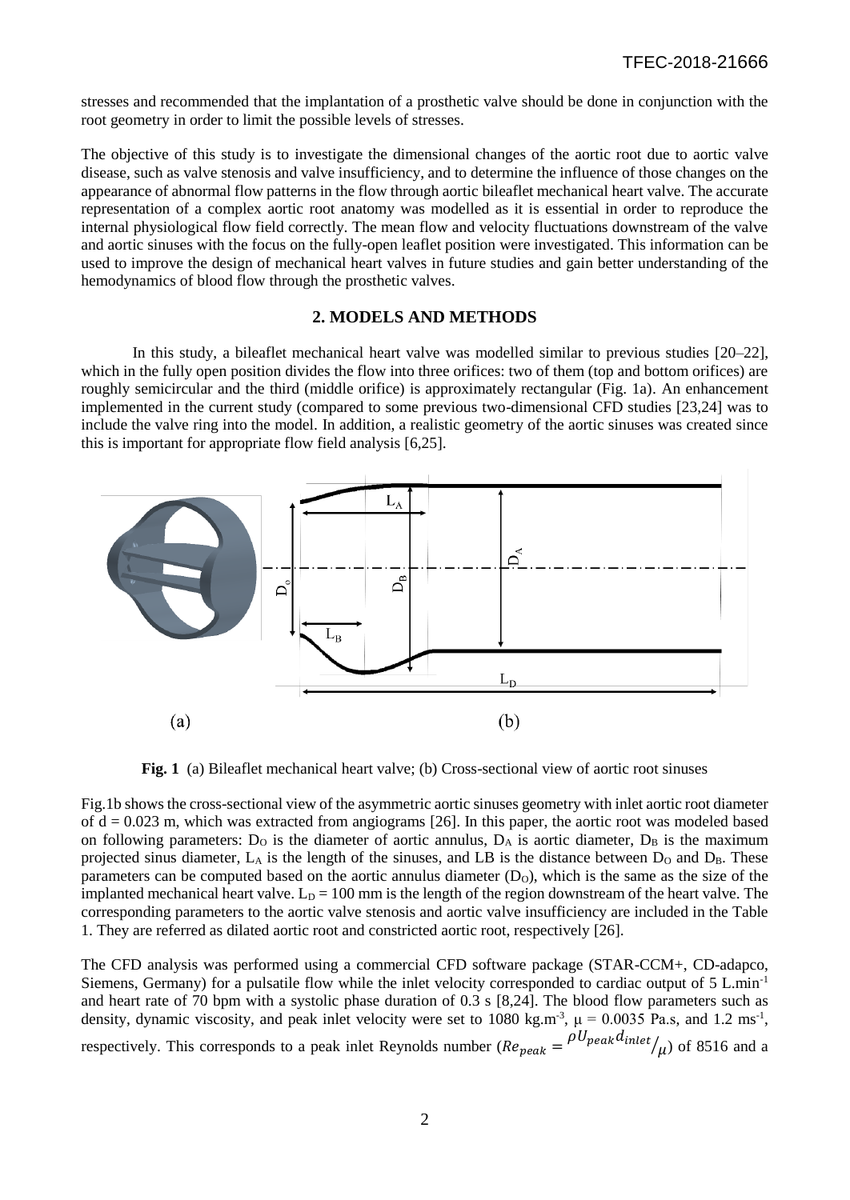stresses and recommended that the implantation of a prosthetic valve should be done in conjunction with the root geometry in order to limit the possible levels of stresses.

The objective of this study is to investigate the dimensional changes of the aortic root due to aortic valve disease, such as valve stenosis and valve insufficiency, and to determine the influence of those changes on the appearance of abnormal flow patterns in the flow through aortic bileaflet mechanical heart valve. The accurate representation of a complex aortic root anatomy was modelled as it is essential in order to reproduce the internal physiological flow field correctly. The mean flow and velocity fluctuations downstream of the valve and aortic sinuses with the focus on the fully-open leaflet position were investigated. This information can be used to improve the design of mechanical heart valves in future studies and gain better understanding of the hemodynamics of blood flow through the prosthetic valves.

## 2. MODELS AND METHODS

In this study, a bileaflet mechanical heart valve was modelled similar to previous studies [20–22], which in the fully open position divides the flow into three orifices: two of them (top and bottom orifices) are roughly semicircular and the third (middle orifice) is approximately rectangular (Fig. 1a). An enhancement implemented in the current study (compared to some previous two-dimensional CFD studies [23,24] was to include the valve ring into the model. In addition, a realistic geometry of the aortic sinuses was created since this is important for appropriate flow field analysis [6,25].

**Fig. 1** (a) Bileaflet mechanical heart valve; (b) Cross-sectional view of aortic root sinuses

Fig.1b shows the cross-sectional view of the asymmetric aortic sinuses geometry with inlet aortic root diameter of d = 0.023 m, which was extracted from angiograms [26]. In this paper, the aortic root was modeled based on following parameters: $D_O$ is the diameter of aortic annulus, $D_A$ is aortic diameter, $D_B$ is the maximum projected sinus diameter, $L_A$ is the length of the sinuses, and LB is the distance between $D_O$ and $D_B$. These parameters can be computed based on the aortic annulus diameter ($D_O$), which is the same as the size of the implanted mechanical heart valve. $L_D$ = 100 mm is the length of the region downstream of the heart valve. The corresponding parameters to the aortic valve stenosis and aortic valve insufficiency are included in the Table 1. They are referred as dilated aortic root and constricted aortic root, respectively [26].

The CFD analysis was performed using a commercial CFD software package (STAR-CCM+, CD-adapco, Siemens, Germany) for a pulsatile flow while the inlet velocity corresponded to cardiac output of 5 L.min$^{-1}$ and heart rate of 70 bpm with a systolic phase duration of 0.3 s [8,24]. The blood flow parameters such as density, dynamic viscosity, and peak inlet velocity were set to 1080 kg.m$^{-3}$, μ = 0.0035 Pa.s, and 1.2 ms$^{-1}$, respectively. This corresponds to a peak inlet Reynolds number ($Re_{peak} = {\rho U_{peak} d_{inlet}}/{\mu}$) of 8516 and a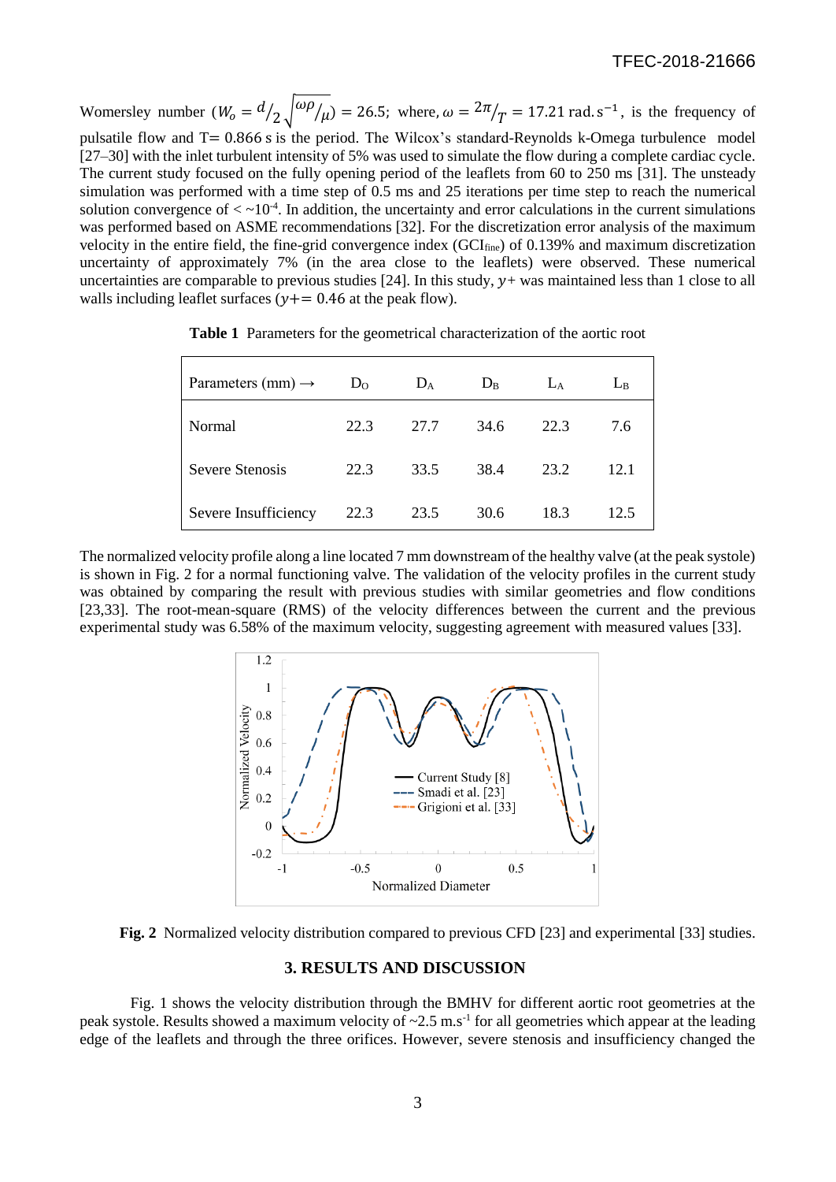Womersley number ($W_o = {}^{d}/_{2}\sqrt{{}^{\omega\rho}/_{\mu}}$) = 26.5; where, $\omega = {}^{2\pi}/_{T} = 17.21\ \mathrm{rad.s^{-1}}$, is the frequency of pulsatile flow and T= 0.866 s is the period. The Wilcox's standard-Reynolds k-Omega turbulence model [27–30] with the inlet turbulent intensity of 5% was used to simulate the flow during a complete cardiac cycle. The current study focused on the fully opening period of the leaflets from 60 to 250 ms [31]. The unsteady simulation was performed with a time step of 0.5 ms and 25 iterations per time step to reach the numerical solution convergence of < ~$10^{-4}$. In addition, the uncertainty and error calculations in the current simulations was performed based on ASME recommendations [32]. For the discretization error analysis of the maximum velocity in the entire field, the fine-grid convergence index ($GCI_{fine}$) of 0.139% and maximum discretization uncertainty of approximately 7% (in the area close to the leaflets) were observed. These numerical uncertainties are comparable to previous studies [24]. In this study, $y+$ was maintained less than 1 close to all walls including leaflet surfaces ($y+= 0.46$ at the peak flow).

**Table 1** Parameters for the geometrical characterization of the aortic root

| Parameters (mm) → | $D_O$ | $D_A$ | $D_B$ | $L_A$ | $L_B$ |
|---|---|---|---|---|---|
| Normal | 22.3 | 27.7 | 34.6 | 22.3 | 7.6 |
| Severe Stenosis | 22.3 | 33.5 | 38.4 | 23.2 | 12.1 |
| Severe Insufficiency | 22.3 | 23.5 | 30.6 | 18.3 | 12.5 |

The normalized velocity profile along a line located 7 mm downstream of the healthy valve (at the peak systole) is shown in Fig. 2 for a normal functioning valve. The validation of the velocity profiles in the current study was obtained by comparing the result with previous studies with similar geometries and flow conditions [23,33]. The root-mean-square (RMS) of the velocity differences between the current and the previous experimental study was 6.58% of the maximum velocity, suggesting agreement with measured values [33].

**Fig. 2** Normalized velocity distribution compared to previous CFD [23] and experimental [33] studies.

## 3. RESULTS AND DISCUSSION

Fig. 1 shows the velocity distribution through the BMHV for different aortic root geometries at the peak systole. Results showed a maximum velocity of ~2.5 m.s$^{-1}$ for all geometries which appear at the leading edge of the leaflets and through the three orifices. However, severe stenosis and insufficiency changed the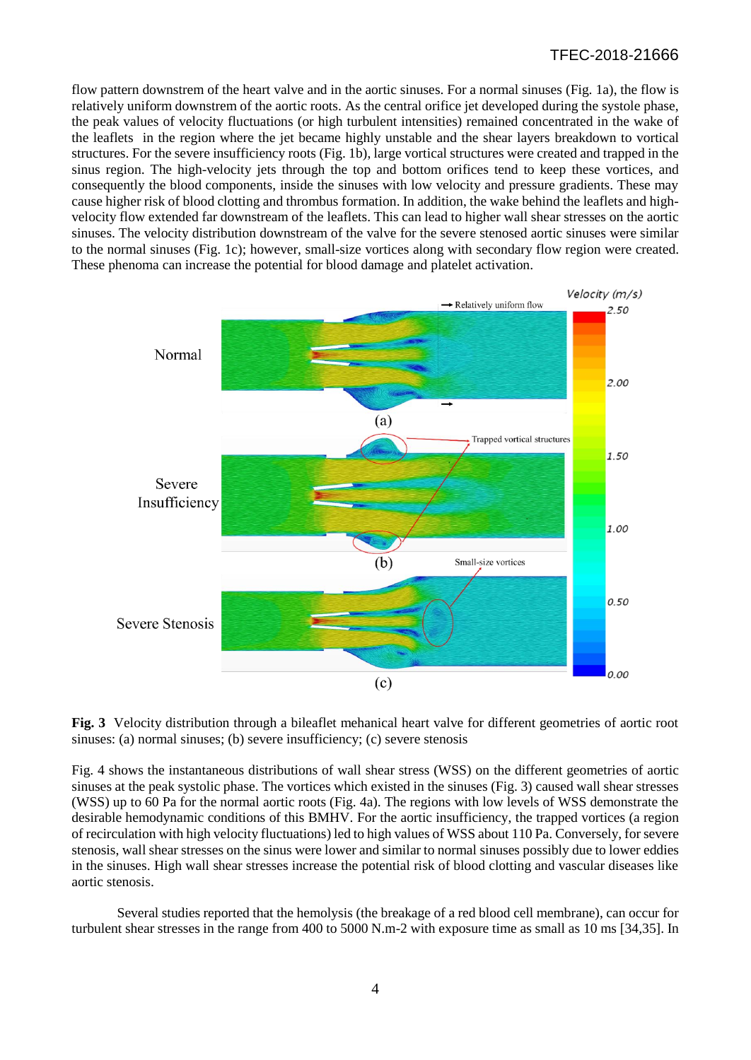flow pattern downstrem of the heart valve and in the aortic sinuses. For a normal sinuses (Fig. 1a), the flow is relatively uniform downstrem of the aortic roots. As the central orifice jet developed during the systole phase, the peak values of velocity fluctuations (or high turbulent intensities) remained concentrated in the wake of the leaflets in the region where the jet became highly unstable and the shear layers breakdown to vortical structures. For the severe insufficiency roots (Fig. 1b), large vortical structures were created and trapped in the sinus region. The high-velocity jets through the top and bottom orifices tend to keep these vortices, and consequently the blood components, inside the sinuses with low velocity and pressure gradients. These may cause higher risk of blood clotting and thrombus formation. In addition, the wake behind the leaflets and high-velocity flow extended far downstream of the leaflets. This can lead to higher wall shear stresses on the aortic sinuses. The velocity distribution downstream of the valve for the severe stenosed aortic sinuses were similar to the normal sinuses (Fig. 1c); however, small-size vortices along with secondary flow region were created. These phenoma can increase the potential for blood damage and platelet activation.

**Fig. 3** Velocity distribution through a bileaflet mehanical heart valve for different geometries of aortic root sinuses: (a) normal sinuses; (b) severe insufficiency; (c) severe stenosis

Fig. 4 shows the instantaneous distributions of wall shear stress (WSS) on the different geometries of aortic sinuses at the peak systolic phase. The vortices which existed in the sinuses (Fig. 3) caused wall shear stresses (WSS) up to 60 Pa for the normal aortic roots (Fig. 4a). The regions with low levels of WSS demonstrate the desirable hemodynamic conditions of this BMHV. For the aortic insufficiency, the trapped vortices (a region of recirculation with high velocity fluctuations) led to high values of WSS about 110 Pa. Conversely, for severe stenosis, wall shear stresses on the sinus were lower and similar to normal sinuses possibly due to lower eddies in the sinuses. High wall shear stresses increase the potential risk of blood clotting and vascular diseases like aortic stenosis.

Several studies reported that the hemolysis (the breakage of a red blood cell membrane), can occur for turbulent shear stresses in the range from 400 to 5000 N.m-2 with exposure time as small as 10 ms [34,35]. In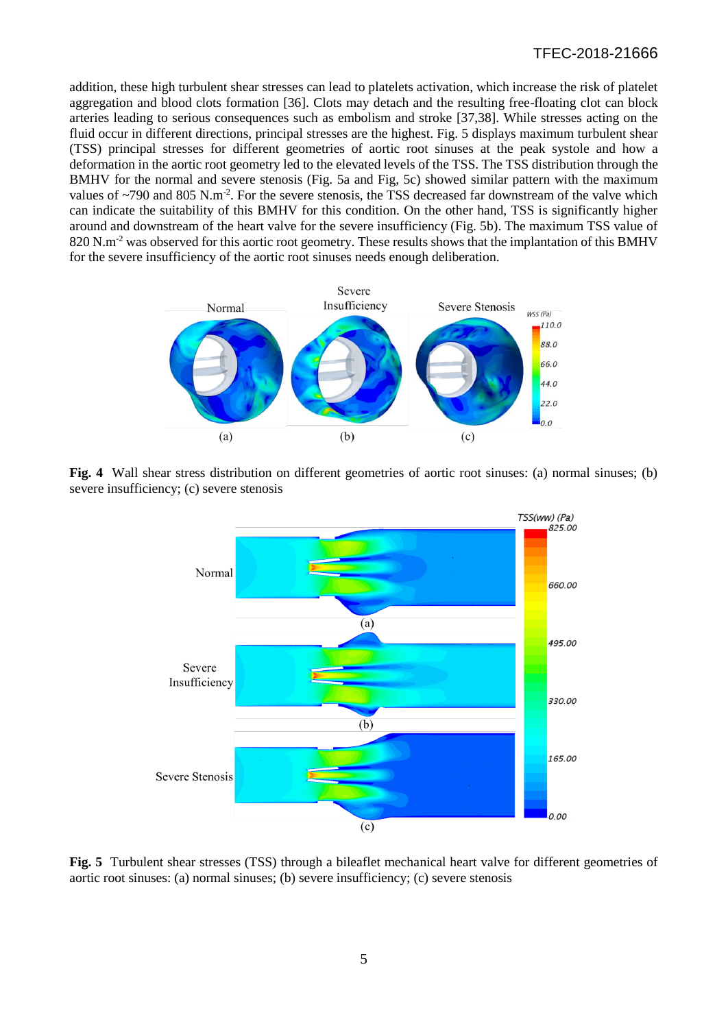addition, these high turbulent shear stresses can lead to platelets activation, which increase the risk of platelet aggregation and blood clots formation [36]. Clots may detach and the resulting free-floating clot can block arteries leading to serious consequences such as embolism and stroke [37,38]. While stresses acting on the fluid occur in different directions, principal stresses are the highest. Fig. 5 displays maximum turbulent shear (TSS) principal stresses for different geometries of aortic root sinuses at the peak systole and how a deformation in the aortic root geometry led to the elevated levels of the TSS. The TSS distribution through the BMHV for the normal and severe stenosis (Fig. 5a and Fig, 5c) showed similar pattern with the maximum values of ~790 and 805 $N.m^{-2}$. For the severe stenosis, the TSS decreased far downstream of the valve which can indicate the suitability of this BMHV for this condition. On the other hand, TSS is significantly higher around and downstream of the heart valve for the severe insufficiency (Fig. 5b). The maximum TSS value of 820 $N.m^{-2}$ was observed for this aortic root geometry. These results shows that the implantation of this BMHV for the severe insufficiency of the aortic root sinuses needs enough deliberation.

**Fig. 4** Wall shear stress distribution on different geometries of aortic root sinuses: (a) normal sinuses; (b) severe insufficiency; (c) severe stenosis

**Fig. 5** Turbulent shear stresses (TSS) through a bileaflet mechanical heart valve for different geometries of aortic root sinuses: (a) normal sinuses; (b) severe insufficiency; (c) severe stenosis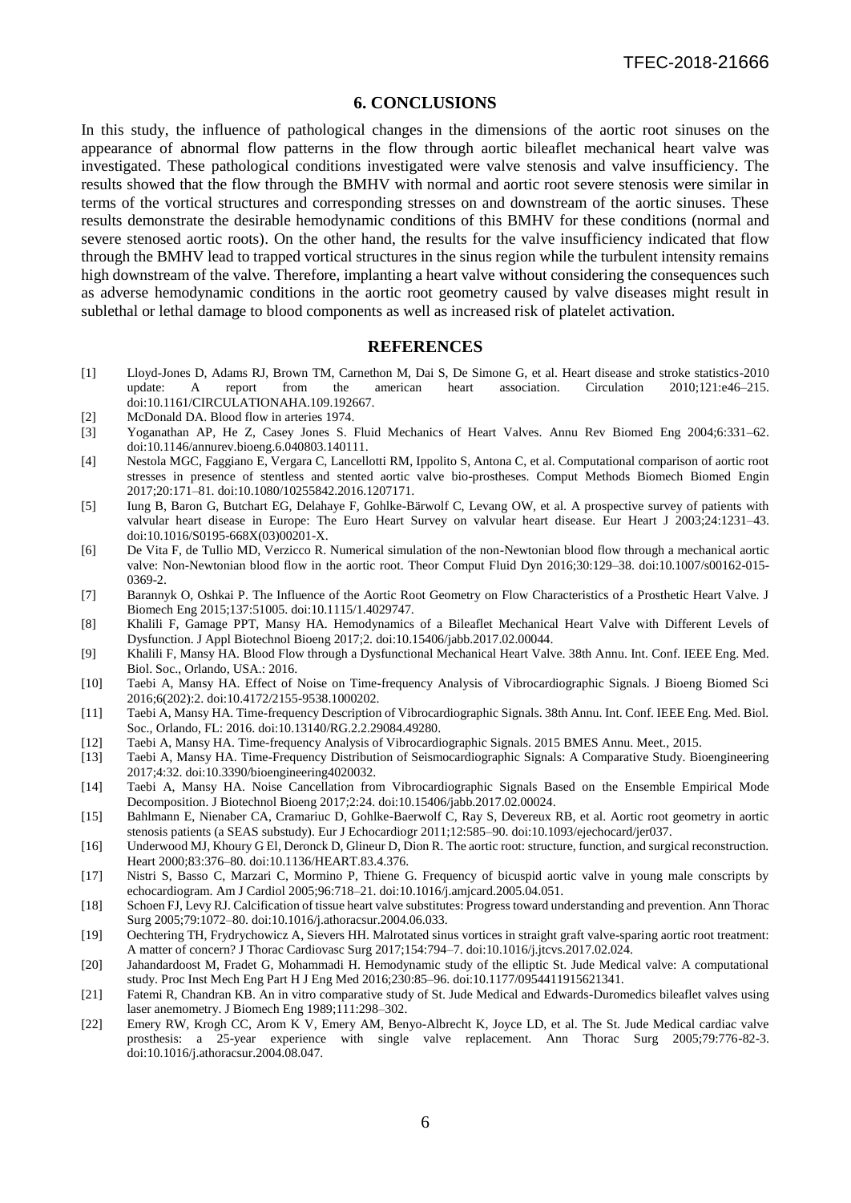## 6. CONCLUSIONS

In this study, the influence of pathological changes in the dimensions of the aortic root sinuses on the appearance of abnormal flow patterns in the flow through aortic bileaflet mechanical heart valve was investigated. These pathological conditions investigated were valve stenosis and valve insufficiency. The results showed that the flow through the BMHV with normal and aortic root severe stenosis were similar in terms of the vortical structures and corresponding stresses on and downstream of the aortic sinuses. These results demonstrate the desirable hemodynamic conditions of this BMHV for these conditions (normal and severe stenosed aortic roots). On the other hand, the results for the valve insufficiency indicated that flow through the BMHV lead to trapped vortical structures in the sinus region while the turbulent intensity remains high downstream of the valve. Therefore, implanting a heart valve without considering the consequences such as adverse hemodynamic conditions in the aortic root geometry caused by valve diseases might result in sublethal or lethal damage to blood components as well as increased risk of platelet activation.

## REFERENCES

[1] Lloyd-Jones D, Adams RJ, Brown TM, Carnethon M, Dai S, De Simone G, et al. Heart disease and stroke statistics-2010 update: A report from the american heart association. Circulation 2010;121:e46–215. doi:10.1161/CIRCULATIONAHA.109.192667.

[2] McDonald DA. Blood flow in arteries 1974.

[3] Yoganathan AP, He Z, Casey Jones S. Fluid Mechanics of Heart Valves. Annu Rev Biomed Eng 2004;6:331–62. doi:10.1146/annurev.bioeng.6.040803.140111.

[4] Nestola MGC, Faggiano E, Vergara C, Lancellotti RM, Ippolito S, Antona C, et al. Computational comparison of aortic root stresses in presence of stentless and stented aortic valve bio-prostheses. Comput Methods Biomech Biomed Engin 2017;20:171–81. doi:10.1080/10255842.2016.1207171.

[5] Iung B, Baron G, Butchart EG, Delahaye F, Gohlke-Bärwolf C, Levang OW, et al. A prospective survey of patients with valvular heart disease in Europe: The Euro Heart Survey on valvular heart disease. Eur Heart J 2003;24:1231–43. doi:10.1016/S0195-668X(03)00201-X.

[6] De Vita F, de Tullio MD, Verzicco R. Numerical simulation of the non-Newtonian blood flow through a mechanical aortic valve: Non-Newtonian blood flow in the aortic root. Theor Comput Fluid Dyn 2016;30:129–38. doi:10.1007/s00162-015-0369-2.

[7] Barannyk O, Oshkai P. The Influence of the Aortic Root Geometry on Flow Characteristics of a Prosthetic Heart Valve. J Biomech Eng 2015;137:51005. doi:10.1115/1.4029747.

[8] Khalili F, Gamage PPT, Mansy HA. Hemodynamics of a Bileaflet Mechanical Heart Valve with Different Levels of Dysfunction. J Appl Biotechnol Bioeng 2017;2. doi:10.15406/jabb.2017.02.00044.

[9] Khalili F, Mansy HA. Blood Flow through a Dysfunctional Mechanical Heart Valve. 38th Annu. Int. Conf. IEEE Eng. Med. Biol. Soc., Orlando, USA.: 2016.

[10] Taebi A, Mansy HA. Effect of Noise on Time-frequency Analysis of Vibrocardiographic Signals. J Bioeng Biomed Sci 2016;6(202):2. doi:10.4172/2155-9538.1000202.

[11] Taebi A, Mansy HA. Time-frequency Description of Vibrocardiographic Signals. 38th Annu. Int. Conf. IEEE Eng. Med. Biol. Soc., Orlando, FL: 2016. doi:10.13140/RG.2.2.29084.49280.

[12] Taebi A, Mansy HA. Time-frequency Analysis of Vibrocardiographic Signals. 2015 BMES Annu. Meet., 2015.

[13] Taebi A, Mansy HA. Time-Frequency Distribution of Seismocardiographic Signals: A Comparative Study. Bioengineering 2017;4:32. doi:10.3390/bioengineering4020032.

[14] Taebi A, Mansy HA. Noise Cancellation from Vibrocardiographic Signals Based on the Ensemble Empirical Mode Decomposition. J Biotechnol Bioeng 2017;2:24. doi:10.15406/jabb.2017.02.00024.

[15] Bahlmann E, Nienaber CA, Cramariuc D, Gohlke-Baerwolf C, Ray S, Devereux RB, et al. Aortic root geometry in aortic stenosis patients (a SEAS substudy). Eur J Echocardiogr 2011;12:585–90. doi:10.1093/ejechocard/jer037.

[16] Underwood MJ, Khoury G El, Deronck D, Glineur D, Dion R. The aortic root: structure, function, and surgical reconstruction. Heart 2000;83:376–80. doi:10.1136/HEART.83.4.376.

[17] Nistri S, Basso C, Marzari C, Mormino P, Thiene G. Frequency of bicuspid aortic valve in young male conscripts by echocardiogram. Am J Cardiol 2005;96:718–21. doi:10.1016/j.amjcard.2005.04.051.

[18] Schoen FJ, Levy RJ. Calcification of tissue heart valve substitutes: Progress toward understanding and prevention. Ann Thorac Surg 2005;79:1072–80. doi:10.1016/j.athoracsur.2004.06.033.

[19] Oechtering TH, Frydrychowicz A, Sievers HH. Malrotated sinus vortices in straight graft valve-sparing aortic root treatment: A matter of concern? J Thorac Cardiovasc Surg 2017;154:794–7. doi:10.1016/j.jtcvs.2017.02.024.

[20] Jahandardoost M, Fradet G, Mohammadi H. Hemodynamic study of the elliptic St. Jude Medical valve: A computational study. Proc Inst Mech Eng Part H J Eng Med 2016;230:85–96. doi:10.1177/0954411915621341.

[21] Fatemi R, Chandran KB. An in vitro comparative study of St. Jude Medical and Edwards-Duromedics bileaflet valves using laser anemometry. J Biomech Eng 1989;111:298–302.

[22] Emery RW, Krogh CC, Arom K V, Emery AM, Benyo-Albrecht K, Joyce LD, et al. The St. Jude Medical cardiac valve prosthesis: a 25-year experience with single valve replacement. Ann Thorac Surg 2005;79:776-82-3. doi:10.1016/j.athoracsur.2004.08.047.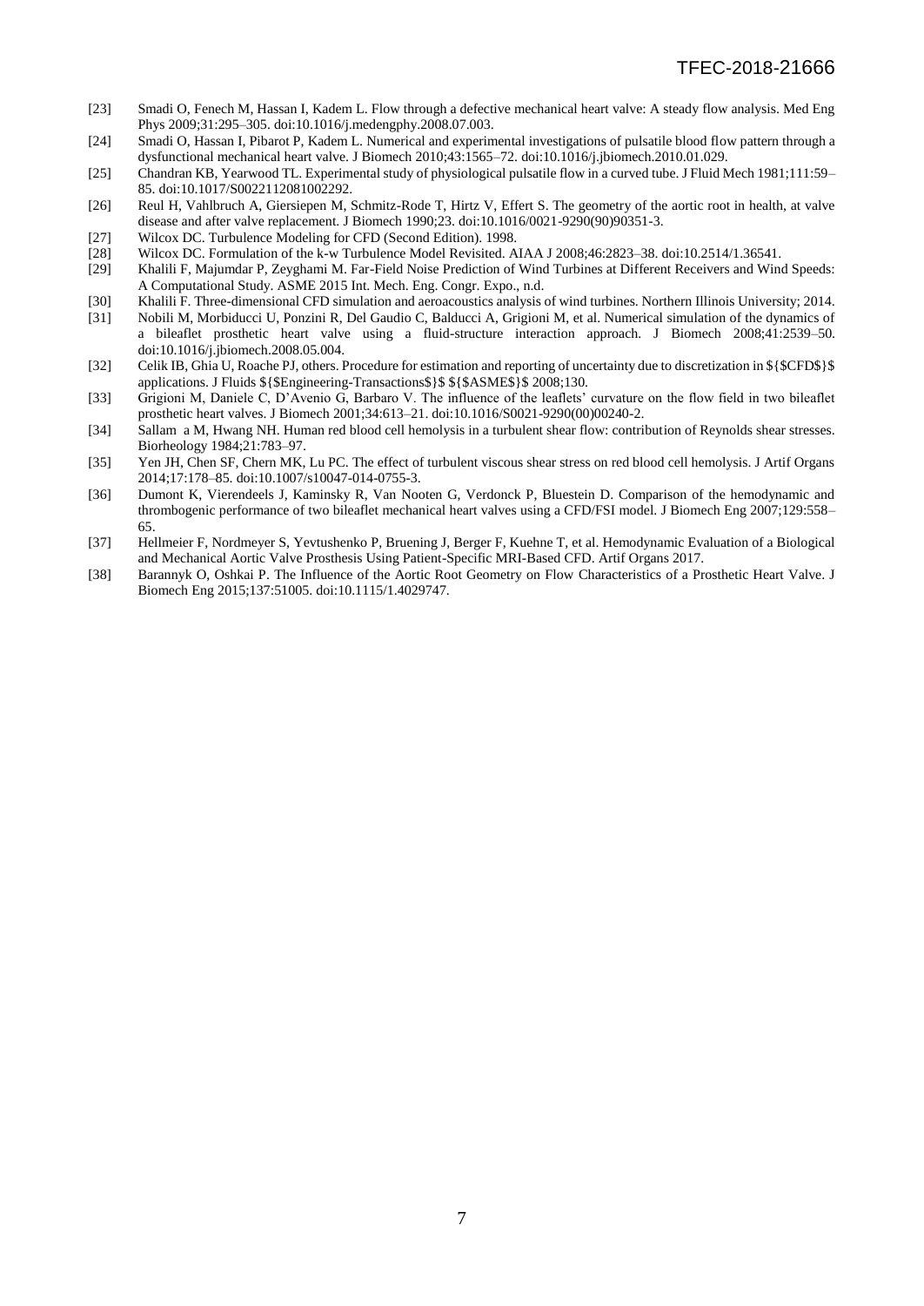[23] Smadi O, Fenech M, Hassan I, Kadem L. Flow through a defective mechanical heart valve: A steady flow analysis. Med Eng Phys 2009;31:295–305. doi:10.1016/j.medengphy.2008.07.003.

[24] Smadi O, Hassan I, Pibarot P, Kadem L. Numerical and experimental investigations of pulsatile blood flow pattern through a dysfunctional mechanical heart valve. J Biomech 2010;43:1565–72. doi:10.1016/j.jbiomech.2010.01.029.

[25] Chandran KB, Yearwood TL. Experimental study of physiological pulsatile flow in a curved tube. J Fluid Mech 1981;111:59–85. doi:10.1017/S0022112081002292.

[26] Reul H, Vahlbruch A, Giersiepen M, Schmitz-Rode T, Hirtz V, Effert S. The geometry of the aortic root in health, at valve disease and after valve replacement. J Biomech 1990;23. doi:10.1016/0021-9290(90)90351-3.

[27] Wilcox DC. Turbulence Modeling for CFD (Second Edition). 1998.

[28] Wilcox DC. Formulation of the k-w Turbulence Model Revisited. AIAA J 2008;46:2823–38. doi:10.2514/1.36541.

[29] Khalili F, Majumdar P, Zeyghami M. Far-Field Noise Prediction of Wind Turbines at Different Receivers and Wind Speeds: A Computational Study. ASME 2015 Int. Mech. Eng. Congr. Expo., n.d.

[30] Khalili F. Three-dimensional CFD simulation and aeroacoustics analysis of wind turbines. Northern Illinois University; 2014.

[31] Nobili M, Morbiducci U, Ponzini R, Del Gaudio C, Balducci A, Grigioni M, et al. Numerical simulation of the dynamics of a bileaflet prosthetic heart valve using a fluid-structure interaction approach. J Biomech 2008;41:2539–50. doi:10.1016/j.jbiomech.2008.05.004.

[32] Celik IB, Ghia U, Roache PJ, others. Procedure for estimation and reporting of uncertainty due to discretization in ${$CFD$}$ applications. J Fluids ${$Engineering-Transactions$}$ ${$ASME$}$ 2008;130.

[33] Grigioni M, Daniele C, D'Avenio G, Barbaro V. The influence of the leaflets' curvature on the flow field in two bileaflet prosthetic heart valves. J Biomech 2001;34:613–21. doi:10.1016/S0021-9290(00)00240-2.

[34] Sallam a M, Hwang NH. Human red blood cell hemolysis in a turbulent shear flow: contribution of Reynolds shear stresses. Biorheology 1984;21:783–97.

[35] Yen JH, Chen SF, Chern MK, Lu PC. The effect of turbulent viscous shear stress on red blood cell hemolysis. J Artif Organs 2014;17:178–85. doi:10.1007/s10047-014-0755-3.

[36] Dumont K, Vierendeels J, Kaminsky R, Van Nooten G, Verdonck P, Bluestein D. Comparison of the hemodynamic and thrombogenic performance of two bileaflet mechanical heart valves using a CFD/FSI model. J Biomech Eng 2007;129:558–65.

[37] Hellmeier F, Nordmeyer S, Yevtushenko P, Bruening J, Berger F, Kuehne T, et al. Hemodynamic Evaluation of a Biological and Mechanical Aortic Valve Prosthesis Using Patient-Specific MRI-Based CFD. Artif Organs 2017.

[38] Barannyk O, Oshkai P. The Influence of the Aortic Root Geometry on Flow Characteristics of a Prosthetic Heart Valve. J Biomech Eng 2015;137:51005. doi:10.1115/1.4029747.